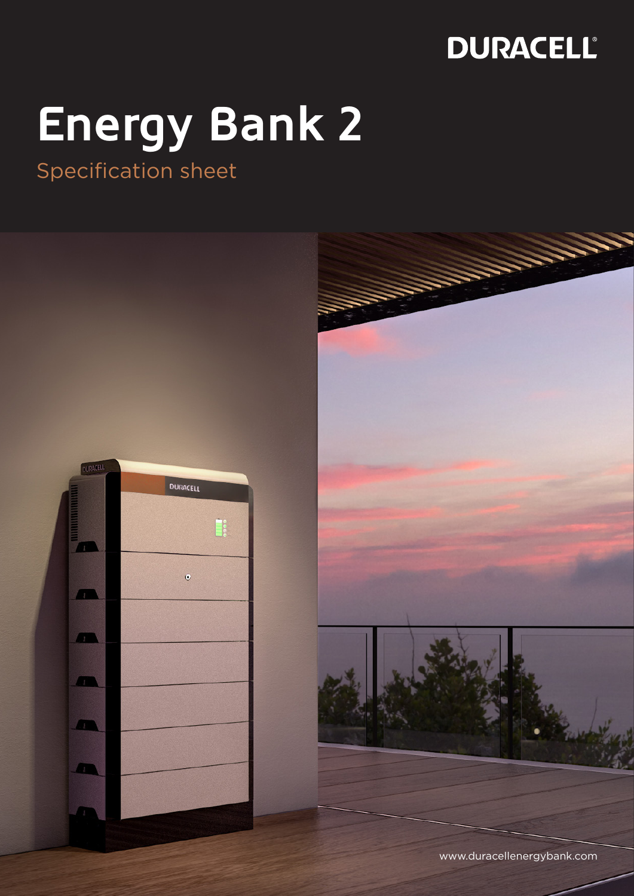DURACELL

# Energy Bank 2

Specification sheet

www.duracellenergybank.com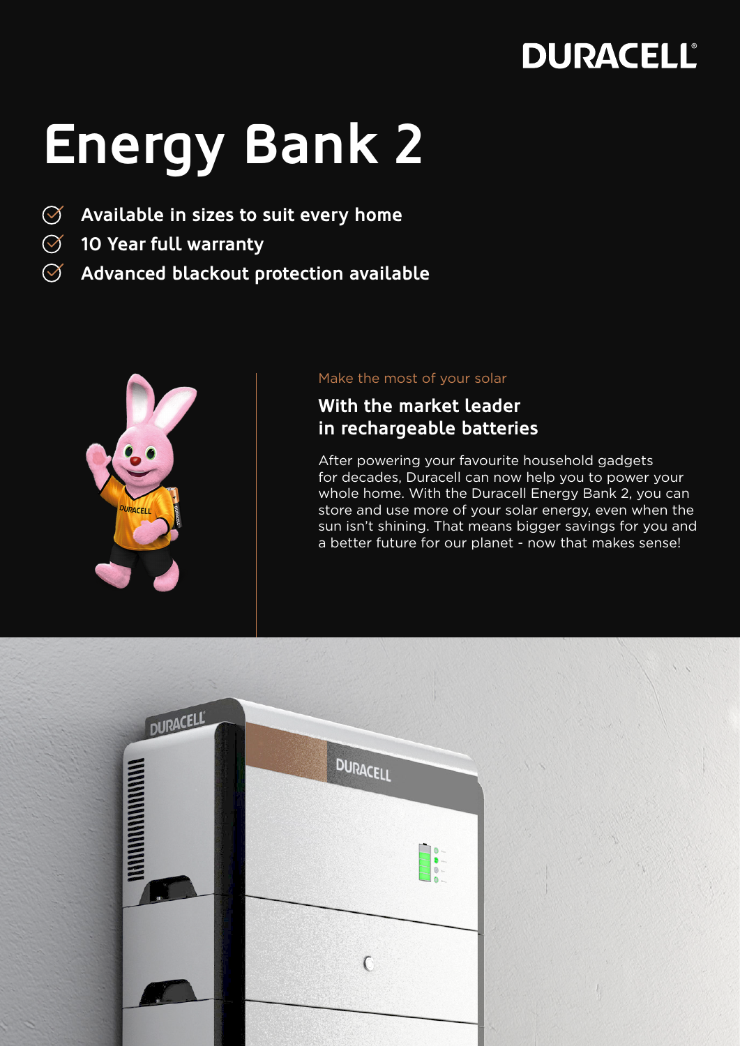DURACELL

# Energy Bank 2

- Available in sizes to suit every home
- 10 Year full warranty
- Advanced blackout protection available

Make the most of your solar

## With the market leader in rechargeable batteries

After powering your favourite household gadgets for decades, Duracell can now help you to power your whole home. With the Duracell Energy Bank 2, you can store and use more of your solar energy, even when the sun isn't shining. That means bigger savings for you and a better future for our planet - now that makes sense!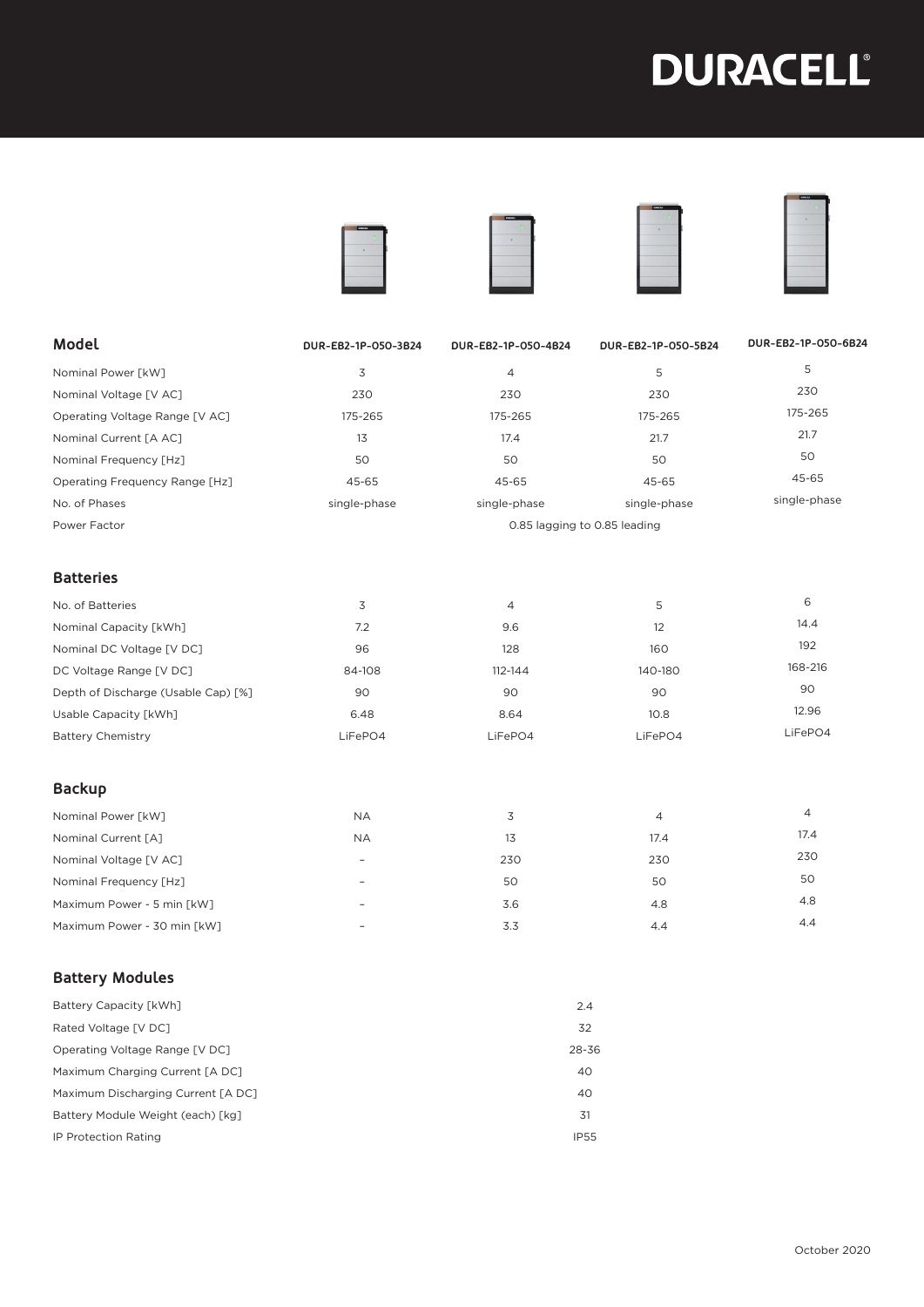| Model | DUR-EB2-1P-050-3B24 | DUR-EB2-1P-050-4B24 | DUR-EB2-1P-050-5B24 | DUR-EB2-1P-050-6B24 |
|---|---|---|---|---|
| Nominal Power [kW] | 3 | 4 | 5 | 5 |
| Nominal Voltage [V AC] | 230 | 230 | 230 | 230 |
| Operating Voltage Range [V AC] | 175-265 | 175-265 | 175-265 | 175-265 |
| Nominal Current [A AC] | 13 | 17.4 | 21.7 | 21.7 |
| Nominal Frequency [Hz] | 50 | 50 | 50 | 50 |
| Operating Frequency Range [Hz] | 45-65 | 45-65 | 45-65 | 45-65 |
| No. of Phases | single-phase | single-phase | single-phase | single-phase |
| Power Factor | 0.85 lagging to 0.85 leading | | | |

## Batteries

| | | | | |
|---|---|---|---|---|
| No. of Batteries | 3 | 4 | 5 | 6 |
| Nominal Capacity [kWh] | 7.2 | 9.6 | 12 | 14.4 |
| Nominal DC Voltage [V DC] | 96 | 128 | 160 | 192 |
| DC Voltage Range [V DC] | 84-108 | 112-144 | 140-180 | 168-216 |
| Depth of Discharge (Usable Cap) [%] | 90 | 90 | 90 | 90 |
| Usable Capacity [kWh] | 6.48 | 8.64 | 10.8 | 12.96 |
| Battery Chemistry | LiFePO4 | LiFePO4 | LiFePO4 | LiFePO4 |

## Backup

| | | | | |
|---|---|---|---|---|
| Nominal Power [kW] | NA | 3 | 4 | 4 |
| Nominal Current [A] | NA | 13 | 17.4 | 17.4 |
| Nominal Voltage [V AC] | – | 230 | 230 | 230 |
| Nominal Frequency [Hz] | – | 50 | 50 | 50 |
| Maximum Power - 5 min [kW] | – | 3.6 | 4.8 | 4.8 |
| Maximum Power - 30 min [kW] | – | 3.3 | 4.4 | 4.4 |

## Battery Modules

| | |
|---|---|
| Battery Capacity [kWh] | 2.4 |
| Rated Voltage [V DC] | 32 |
| Operating Voltage Range [V DC] | 28-36 |
| Maximum Charging Current [A DC] | 40 |
| Maximum Discharging Current [A DC] | 40 |
| Battery Module Weight (each) [kg] | 31 |
| IP Protection Rating | IP55 |

October 2020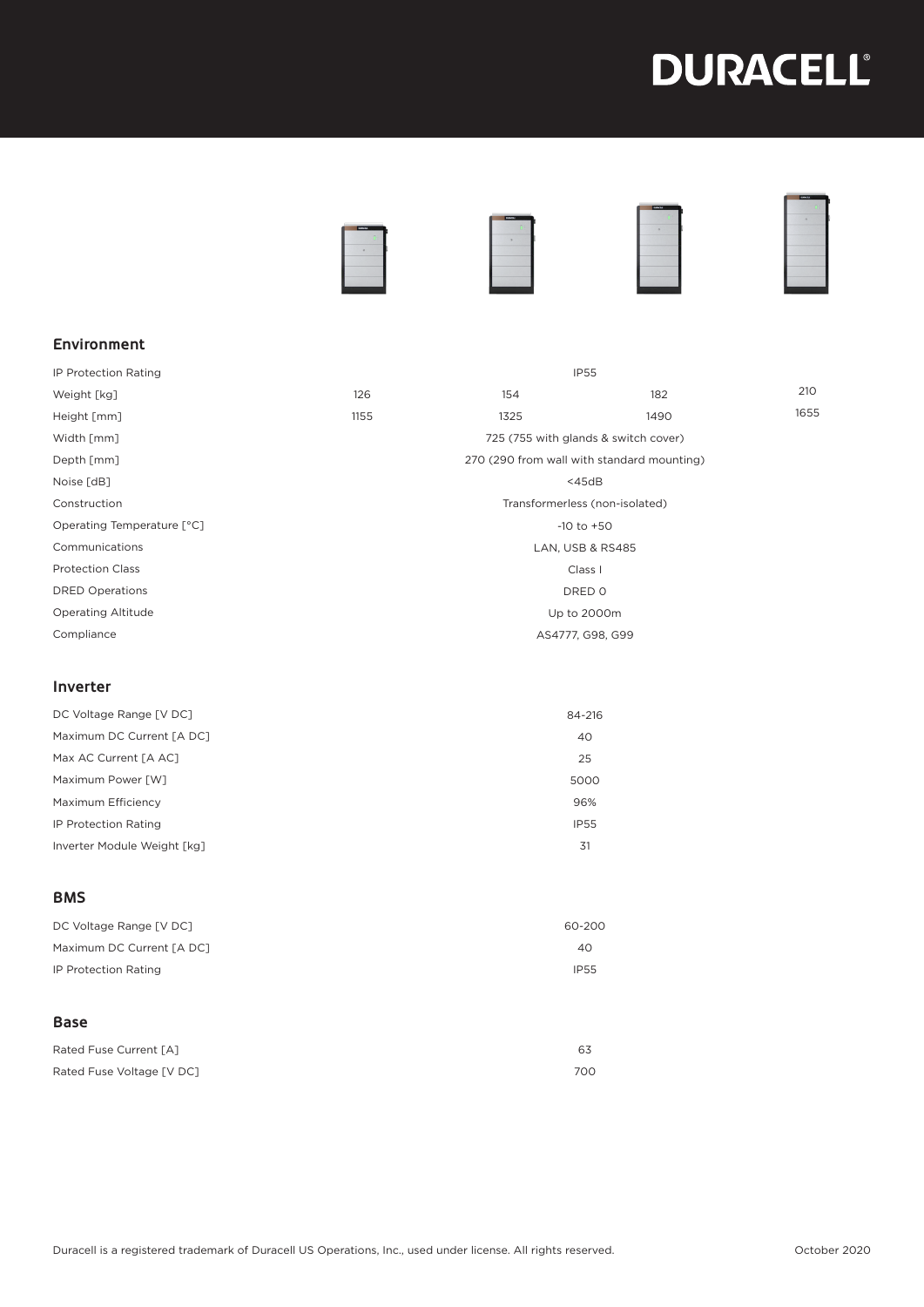## Environment

| | | | | |
|---|---|---|---|---|
| IP Protection Rating | IP55 | | | |
| Weight [kg] | 126 | 154 | 182 | 210 |
| Height [mm] | 1155 | 1325 | 1490 | 1655 |
| Width [mm] | 725 (755 with glands & switch cover) | | | |
| Depth [mm] | 270 (290 from wall with standard mounting) | | | |
| Noise [dB] | <45dB | | | |
| Construction | Transformerless (non-isolated) | | | |
| Operating Temperature [°C] | -10 to +50 | | | |
| Communications | LAN, USB & RS485 | | | |
| Protection Class | Class I | | | |
| DRED Operations | DRED 0 | | | |
| Operating Altitude | Up to 2000m | | | |
| Compliance | AS4777, G98, G99 | | | |

## Inverter

| | |
|---|---|
| DC Voltage Range [V DC] | 84-216 |
| Maximum DC Current [A DC] | 40 |
| Max AC Current [A AC] | 25 |
| Maximum Power [W] | 5000 |
| Maximum Efficiency | 96% |
| IP Protection Rating | IP55 |
| Inverter Module Weight [kg] | 31 |

## BMS

| | |
|---|---|
| DC Voltage Range [V DC] | 60-200 |
| Maximum DC Current [A DC] | 40 |
| IP Protection Rating | IP55 |

## Base

| | |
|---|---|
| Rated Fuse Current [A] | 63 |
| Rated Fuse Voltage [V DC] | 700 |

Duracell is a registered trademark of Duracell US Operations, Inc., used under license. All rights reserved.

October 2020